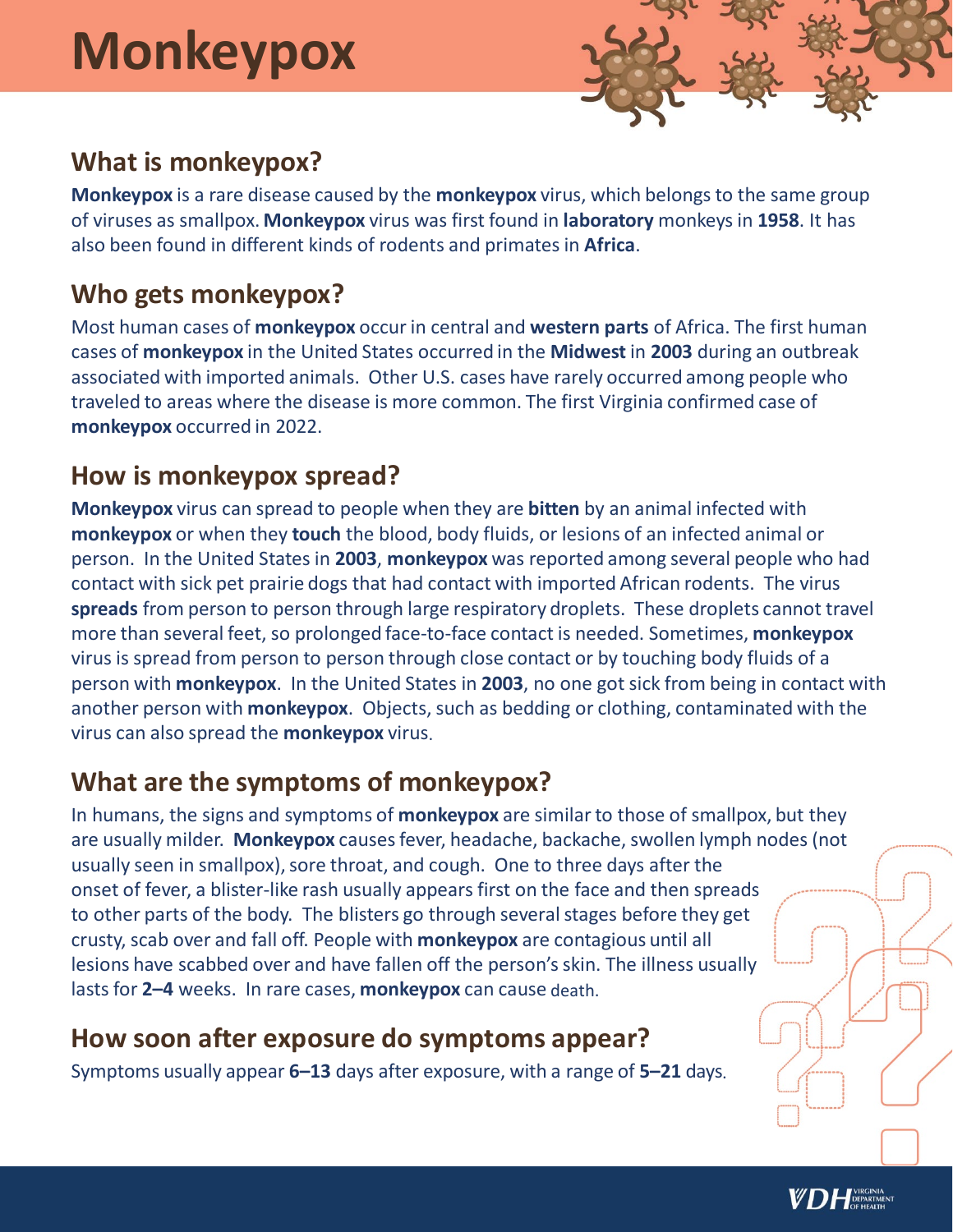# Monkeypox

## What is monkeypox?

**Monkeypox** is a rare disease caused by the **monkeypox** virus, which belongs to the same group of viruses as smallpox. **Monkeypox** virus was first found in **laboratory** monkeys in **1958**. It has also been found in different kinds of rodents and primates in **Africa**.

## Who gets monkeypox?

Most human cases of **monkeypox** occur in central and **western parts** of Africa. The first human cases of **monkeypox** in the United States occurred in the **Midwest** in **2003** during an outbreak associated with imported animals. Other U.S. cases have rarely occurred among people who traveled to areas where the disease is more common. The first Virginia confirmed case of **monkeypox** occurred in 2022.

## How is monkeypox spread?

**Monkeypox** virus can spread to people when they are **bitten** by an animal infected with **monkeypox** or when they **touch** the blood, body fluids, or lesions of an infected animal or person. In the United States in **2003**, **monkeypox** was reported among several people who had contact with sick pet prairie dogs that had contact with imported African rodents. The virus **spreads** from person to person through large respiratory droplets. These droplets cannot travel more than several feet, so prolonged face-to-face contact is needed. Sometimes, **monkeypox** virus is spread from person to person through close contact or by touching body fluids of a person with **monkeypox**. In the United States in **2003**, no one got sick from being in contact with another person with **monkeypox**. Objects, such as bedding or clothing, contaminated with the virus can also spread the **monkeypox** virus.

## What are the symptoms of monkeypox?

In humans, the signs and symptoms of **monkeypox** are similar to those of smallpox, but they are usually milder. **Monkeypox** causes fever, headache, backache, swollen lymph nodes (not usually seen in smallpox), sore throat, and cough. One to three days after the onset of fever, a blister-like rash usually appears first on the face and then spreads to other parts of the body. The blisters go through several stages before they get crusty, scab over and fall off. People with **monkeypox** are contagious until all lesions have scabbed over and have fallen off the person's skin. The illness usually lasts for **2–4** weeks. In rare cases, **monkeypox** can cause death.

## How soon after exposure do symptoms appear?

Symptoms usually appear **6–13** days after exposure, with a range of **5–21** days.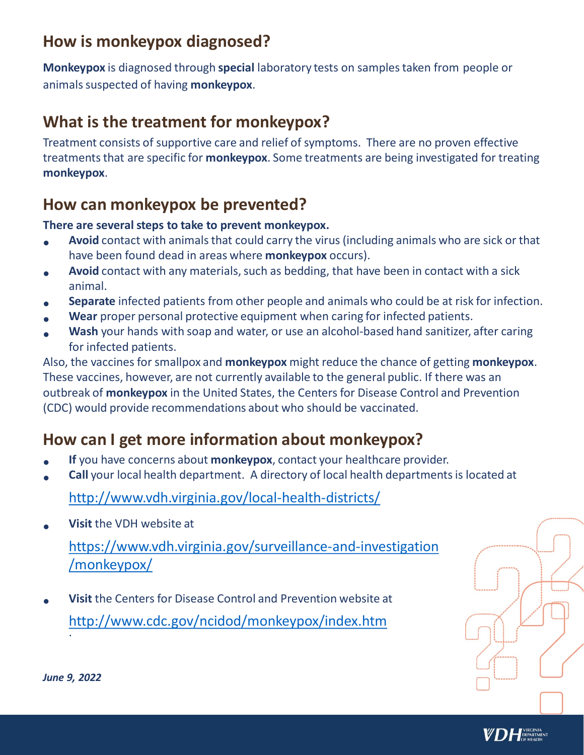## How is monkeypox diagnosed?

**Monkeypox** is diagnosed through **special** laboratory tests on samples taken from people or animals suspected of having **monkeypox**.

## What is the treatment for monkeypox?

Treatment consists of supportive care and relief of symptoms. There are no proven effective treatments that are specific for **monkeypox**. Some treatments are being investigated for treating **monkeypox**.

## How can monkeypox be prevented?

**There are several steps to take to prevent monkeypox.**

- **Avoid** contact with animals that could carry the virus (including animals who are sick or that have been found dead in areas where **monkeypox** occurs).
- **Avoid** contact with any materials, such as bedding, that have been in contact with a sick animal.
- **Separate** infected patients from other people and animals who could be at risk for infection.
- **Wear** proper personal protective equipment when caring for infected patients.
- **Wash** your hands with soap and water, or use an alcohol-based hand sanitizer, after caring for infected patients.

Also, the vaccines for smallpox and **monkeypox** might reduce the chance of getting **monkeypox**. These vaccines, however, are not currently available to the general public. If there was an outbreak of **monkeypox** in the United States, the Centers for Disease Control and Prevention (CDC) would provide recommendations about who should be vaccinated.

## How can I get more information about monkeypox?

- **If** you have concerns about **monkeypox**, contact your healthcare provider.
- **Call** your local health department. A directory of local health departments is located at http://www.vdh.virginia.gov/local-health-districts/
- **Visit** the VDH website at https://www.vdh.virginia.gov/surveillance-and-investigation/monkeypox/
- **Visit** the Centers for Disease Control and Prevention website at http://www.cdc.gov/ncidod/monkeypox/index.htm

*June 9, 2022*